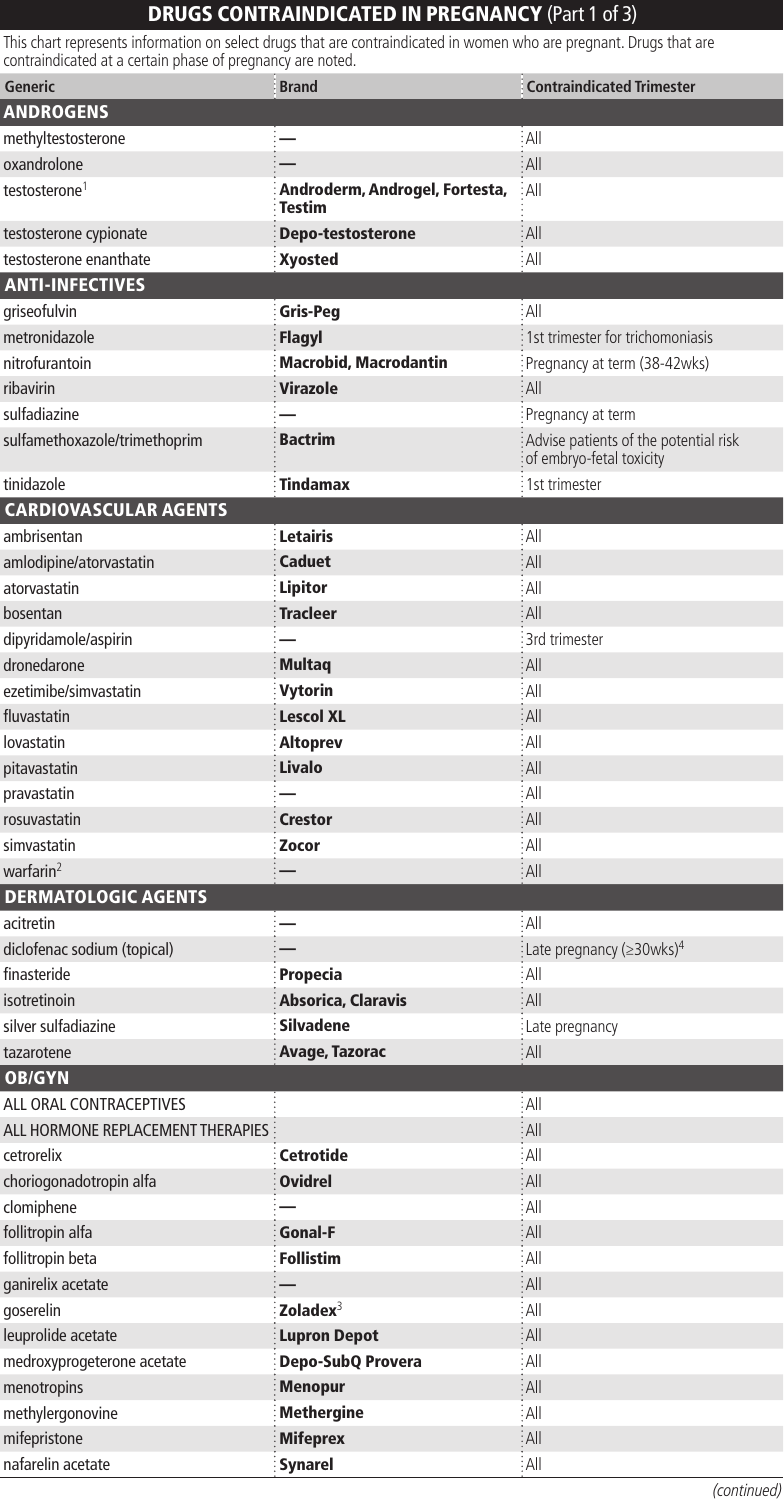# DRUGS CONTRAINDICATED IN PREGNANCY (Part 1 of 3)

This chart represents information on select drugs that are contraindicated in women who are pregnant. Drugs that are contraindicated at a certain phase of pregnancy are noted.

| Generic | Brand | Contraindicated Trimester |
|---|---|---|
| **ANDROGENS** | | |
| methyltestosterone | — | All |
| oxandrolone | — | All |
| testosterone[1] | **Androderm, Androgel, Fortesta, Testim** | All |
| testosterone cypionate | **Depo-testosterone** | All |
| testosterone enanthate | **Xyosted** | All |
| **ANTI-INFECTIVES** | | |
| griseofulvin | **Gris-Peg** | All |
| metronidazole | **Flagyl** | 1st trimester for trichomoniasis |
| nitrofurantoin | **Macrobid, Macrodantin** | Pregnancy at term (38-42wks) |
| ribavirin | **Virazole** | All |
| sulfadiazine | — | Pregnancy at term |
| sulfamethoxazole/trimethoprim | **Bactrim** | Advise patients of the potential risk of embryo-fetal toxicity |
| tinidazole | **Tindamax** | 1st trimester |
| **CARDIOVASCULAR AGENTS** | | |
| ambrisentan | **Letairis** | All |
| amlodipine/atorvastatin | **Caduet** | All |
| atorvastatin | **Lipitor** | All |
| bosentan | **Tracleer** | All |
| dipyridamole/aspirin | — | 3rd trimester |
| dronedarone | **Multaq** | All |
| ezetimibe/simvastatin | **Vytorin** | All |
| fluvastatin | **Lescol XL** | All |
| lovastatin | **Altoprev** | All |
| pitavastatin | **Livalo** | All |
| pravastatin | — | All |
| rosuvastatin | **Crestor** | All |
| simvastatin | **Zocor** | All |
| warfarin[2] | — | All |
| **DERMATOLOGIC AGENTS** | | |
| acitretin | — | All |
| diclofenac sodium (topical) | — | Late pregnancy (≥30wks)[4] |
| finasteride | **Propecia** | All |
| isotretinoin | **Absorica, Claravis** | All |
| silver sulfadiazine | **Silvadene** | Late pregnancy |
| tazarotene | **Avage, Tazorac** | All |
| **OB/GYN** | | |
| ALL ORAL CONTRACEPTIVES | | All |
| ALL HORMONE REPLACEMENT THERAPIES | | All |
| cetrorelix | **Cetrotide** | All |
| choriogonadotropin alfa | **Ovidrel** | All |
| clomiphene | — | All |
| follitropin alfa | **Gonal-F** | All |
| follitropin beta | **Follistim** | All |
| ganirelix acetate | — | All |
| goserelin | **Zoladex**[3] | All |
| leuprolide acetate | **Lupron Depot** | All |
| medroxyprogeterone acetate | **Depo-SubQ Provera** | All |
| menotropins | **Menopur** | All |
| methylergonovine | **Methergine** | All |
| mifepristone | **Mifeprex** | All |
| nafarelin acetate | **Synarel** | All |

*(continued)*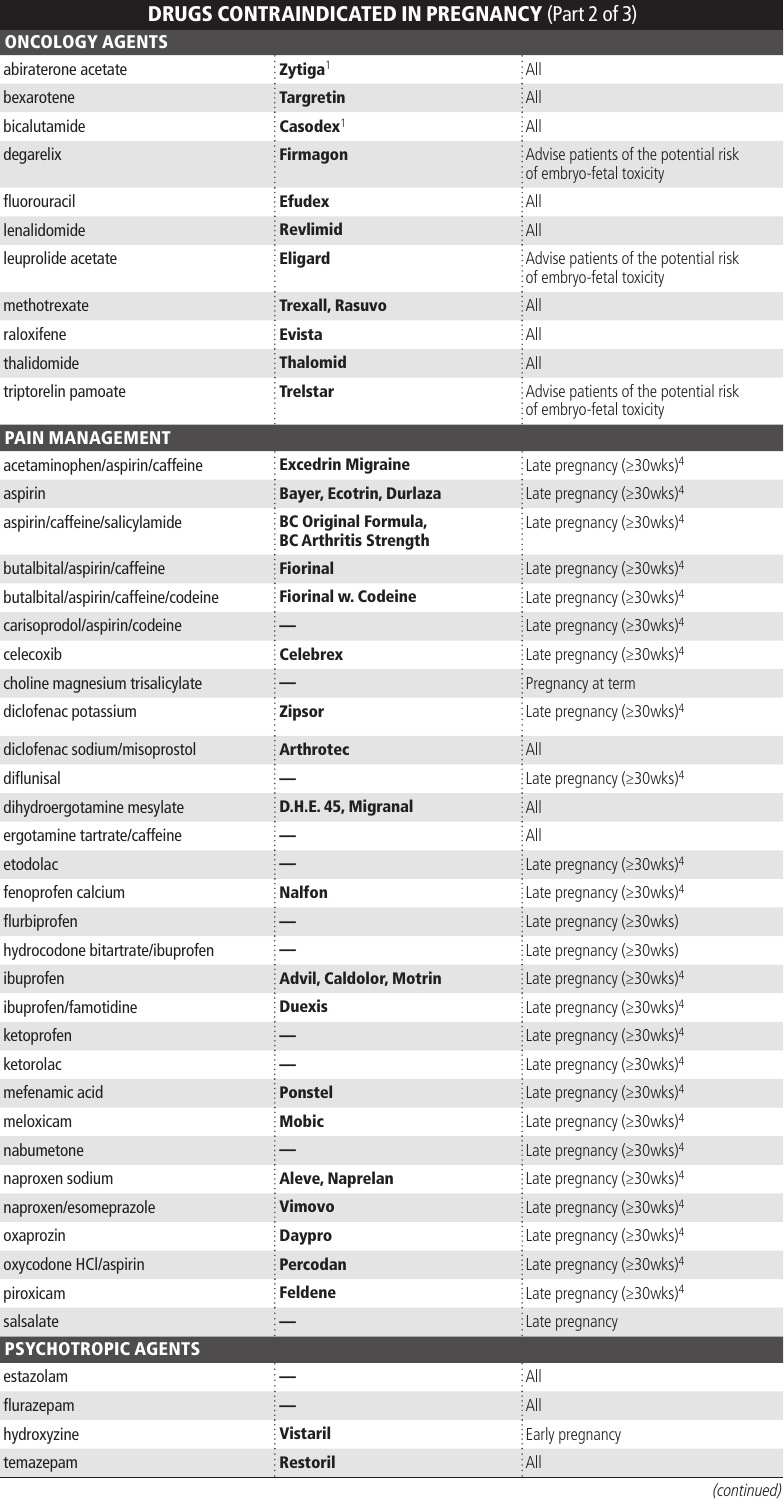## DRUGS CONTRAINDICATED IN PREGNANCY (Part 2 of 3)

| | | |
|---|---|---|
| **ONCOLOGY AGENTS** | | |
| abiraterone acetate | **Zytiga**[1] | All |
| bexarotene | **Targretin** | All |
| bicalutamide | **Casodex**[1] | All |
| degarelix | **Firmagon** | Advise patients of the potential risk of embryo-fetal toxicity |
| fluorouracil | **Efudex** | All |
| lenalidomide | **Revlimid** | All |
| leuprolide acetate | **Eligard** | Advise patients of the potential risk of embryo-fetal toxicity |
| methotrexate | **Trexall, Rasuvo** | All |
| raloxifene | **Evista** | All |
| thalidomide | **Thalomid** | All |
| triptorelin pamoate | **Trelstar** | Advise patients of the potential risk of embryo-fetal toxicity |
| **PAIN MANAGEMENT** | | |
| acetaminophen/aspirin/caffeine | **Excedrin Migraine** | Late pregnancy (≥30wks)[4] |
| aspirin | **Bayer, Ecotrin, Durlaza** | Late pregnancy (≥30wks)[4] |
| aspirin/caffeine/salicylamide | **BC Original Formula, BC Arthritis Strength** | Late pregnancy (≥30wks)[4] |
| butalbital/aspirin/caffeine | **Fiorinal** | Late pregnancy (≥30wks)[4] |
| butalbital/aspirin/caffeine/codeine | **Fiorinal w. Codeine** | Late pregnancy (≥30wks)[4] |
| carisoprodol/aspirin/codeine | — | Late pregnancy (≥30wks)[4] |
| celecoxib | **Celebrex** | Late pregnancy (≥30wks)[4] |
| choline magnesium trisalicylate | — | Pregnancy at term |
| diclofenac potassium | **Zipsor** | Late pregnancy (≥30wks)[4] |
| diclofenac sodium/misoprostol | **Arthrotec** | All |
| diflunisal | — | Late pregnancy (≥30wks)[4] |
| dihydroergotamine mesylate | **D.H.E. 45, Migranal** | All |
| ergotamine tartrate/caffeine | — | All |
| etodolac | — | Late pregnancy (≥30wks)[4] |
| fenoprofen calcium | **Nalfon** | Late pregnancy (≥30wks)[4] |
| flurbiprofen | — | Late pregnancy (≥30wks) |
| hydrocodone bitartrate/ibuprofen | — | Late pregnancy (≥30wks) |
| ibuprofen | **Advil, Caldolor, Motrin** | Late pregnancy (≥30wks)[4] |
| ibuprofen/famotidine | **Duexis** | Late pregnancy (≥30wks)[4] |
| ketoprofen | — | Late pregnancy (≥30wks)[4] |
| ketorolac | — | Late pregnancy (≥30wks)[4] |
| mefenamic acid | **Ponstel** | Late pregnancy (≥30wks)[4] |
| meloxicam | **Mobic** | Late pregnancy (≥30wks)[4] |
| nabumetone | — | Late pregnancy (≥30wks)[4] |
| naproxen sodium | **Aleve, Naprelan** | Late pregnancy (≥30wks)[4] |
| naproxen/esomeprazole | **Vimovo** | Late pregnancy (≥30wks)[4] |
| oxaprozin | **Daypro** | Late pregnancy (≥30wks)[4] |
| oxycodone HCl/aspirin | **Percodan** | Late pregnancy (≥30wks)[4] |
| piroxicam | **Feldene** | Late pregnancy (≥30wks)[4] |
| salsalate | — | Late pregnancy |
| **PSYCHOTROPIC AGENTS** | | |
| estazolam | — | All |
| flurazepam | — | All |
| hydroxyzine | **Vistaril** | Early pregnancy |
| temazepam | **Restoril** | All |

*(continued)*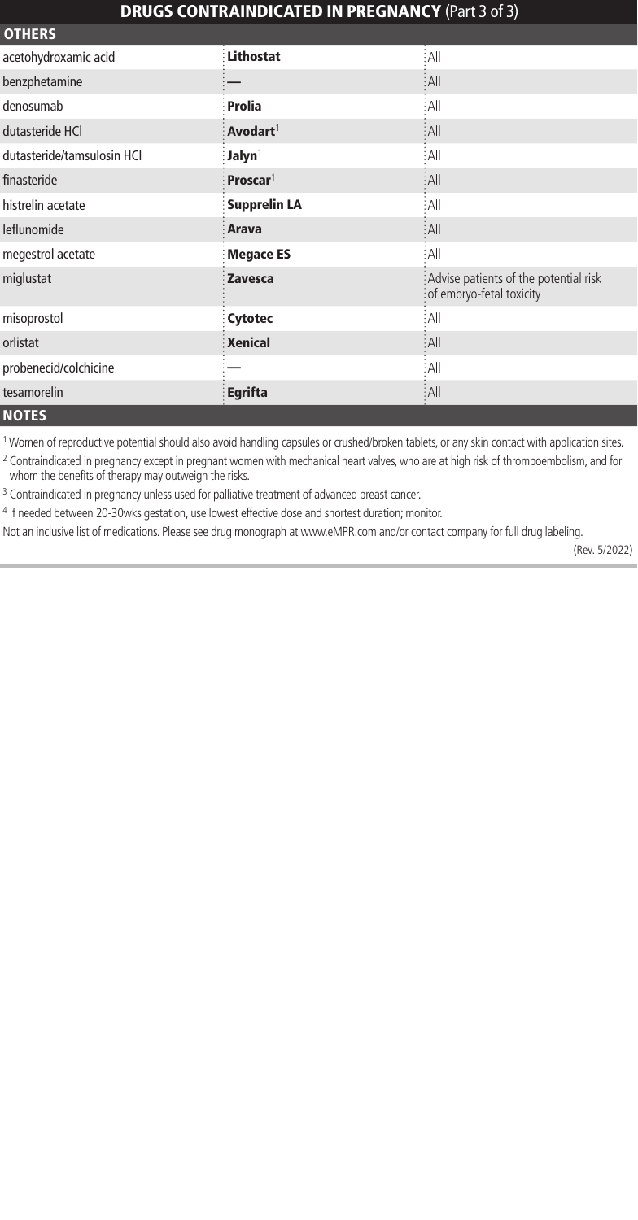# DRUGS CONTRAINDICATED IN PREGNANCY (Part 3 of 3)

## OTHERS

| | | |
|---|---|---|
| acetohydroxamic acid | **Lithostat** | All |
| benzphetamine | **—** | All |
| denosumab | **Prolia** | All |
| dutasteride HCl | **Avodart**[1] | All |
| dutasteride/tamsulosin HCl | **Jalyn**[1] | All |
| finasteride | **Proscar**[1] | All |
| histrelin acetate | **Supprelin LA** | All |
| leflunomide | **Arava** | All |
| megestrol acetate | **Megace ES** | All |
| miglustat | **Zavesca** | Advise patients of the potential risk of embryo-fetal toxicity |
| misoprostol | **Cytotec** | All |
| orlistat | **Xenical** | All |
| probenecid/colchicine | **—** | All |
| tesamorelin | **Egrifta** | All |

## NOTES

[1] Women of reproductive potential should also avoid handling capsules or crushed/broken tablets, or any skin contact with application sites.

[2] Contraindicated in pregnancy except in pregnant women with mechanical heart valves, who are at high risk of thromboembolism, and for whom the benefits of therapy may outweigh the risks.

[3] Contraindicated in pregnancy unless used for palliative treatment of advanced breast cancer.

[4] If needed between 20-30wks gestation, use lowest effective dose and shortest duration; monitor.

Not an inclusive list of medications. Please see drug monograph at www.eMPR.com and/or contact company for full drug labeling.

(Rev. 5/2022)